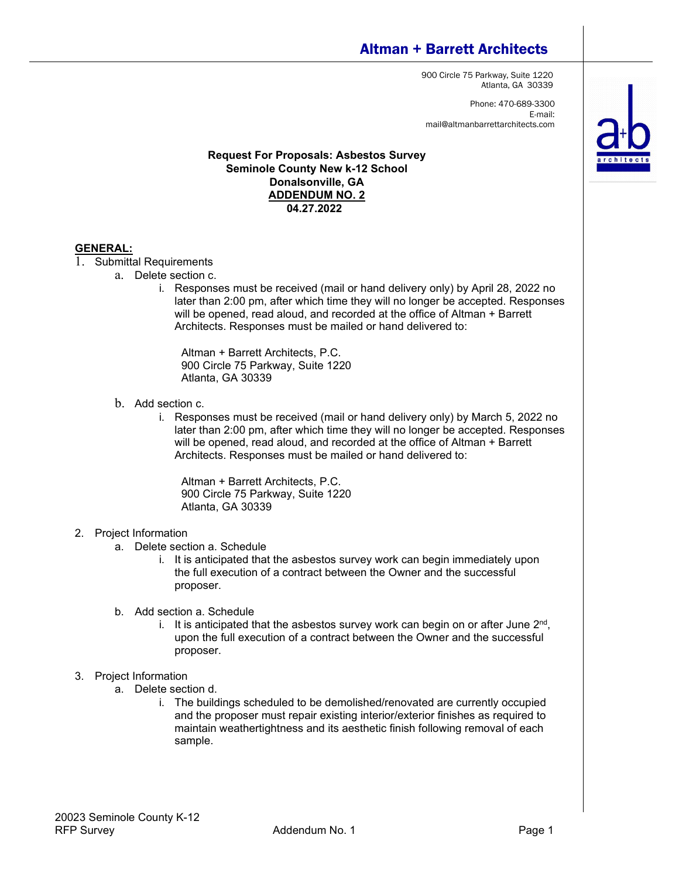## Altman + Barrett Architects

900 Circle 75 Parkway, Suite 1220
Atlanta, GA 30339

Phone: 470-689-3300
E-mail:
mail@altmanbarrettarchitects.com

**Request For Proposals: Asbestos Survey**
**Seminole County New k-12 School**
**Donalsonville, GA**
**ADDENDUM NO. 2**
**04.27.2022**

### GENERAL:

1. Submittal Requirements
    a. Delete section c.
        i. Responses must be received (mail or hand delivery only) by April 28, 2022 no later than 2:00 pm, after which time they will no longer be accepted. Responses will be opened, read aloud, and recorded at the office of Altman + Barrett Architects. Responses must be mailed or hand delivered to:

            Altman + Barrett Architects, P.C.
            900 Circle 75 Parkway, Suite 1220
            Atlanta, GA 30339

    b. Add section c.
        i. Responses must be received (mail or hand delivery only) by March 5, 2022 no later than 2:00 pm, after which time they will no longer be accepted. Responses will be opened, read aloud, and recorded at the office of Altman + Barrett Architects. Responses must be mailed or hand delivered to:

            Altman + Barrett Architects, P.C.
            900 Circle 75 Parkway, Suite 1220
            Atlanta, GA 30339

2. Project Information
    a. Delete section a. Schedule
        i. It is anticipated that the asbestos survey work can begin immediately upon the full execution of a contract between the Owner and the successful proposer.

    b. Add section a. Schedule
        i. It is anticipated that the asbestos survey work can begin on or after June 2nd, upon the full execution of a contract between the Owner and the successful proposer.

3. Project Information
    a. Delete section d.
        i. The buildings scheduled to be demolished/renovated are currently occupied and the proposer must repair existing interior/exterior finishes as required to maintain weathertightness and its aesthetic finish following removal of each sample.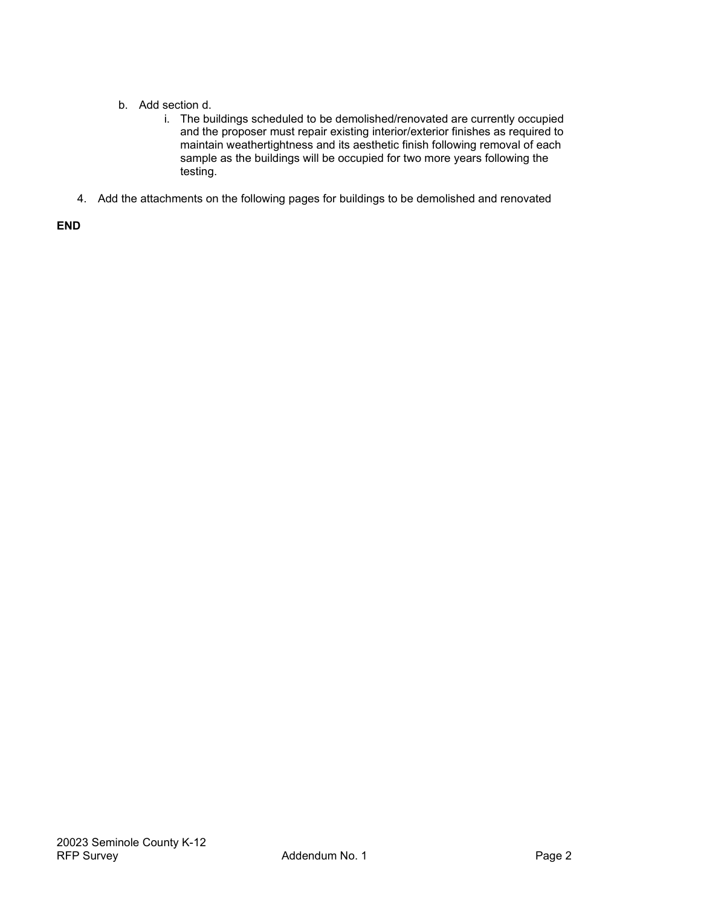b. Add section d.
    i. The buildings scheduled to be demolished/renovated are currently occupied and the proposer must repair existing interior/exterior finishes as required to maintain weathertightness and its aesthetic finish following removal of each sample as the buildings will be occupied for two more years following the testing.

4. Add the attachments on the following pages for buildings to be demolished and renovated

**END**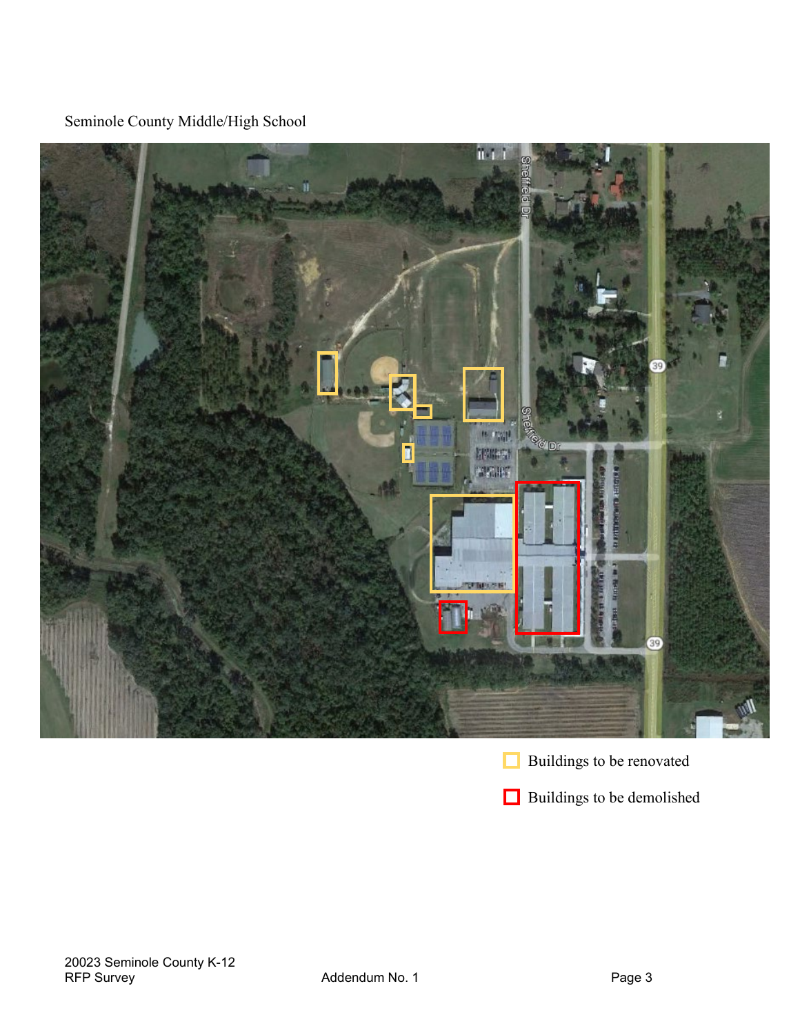Seminole County Middle/High School

Buildings to be renovated

Buildings to be demolished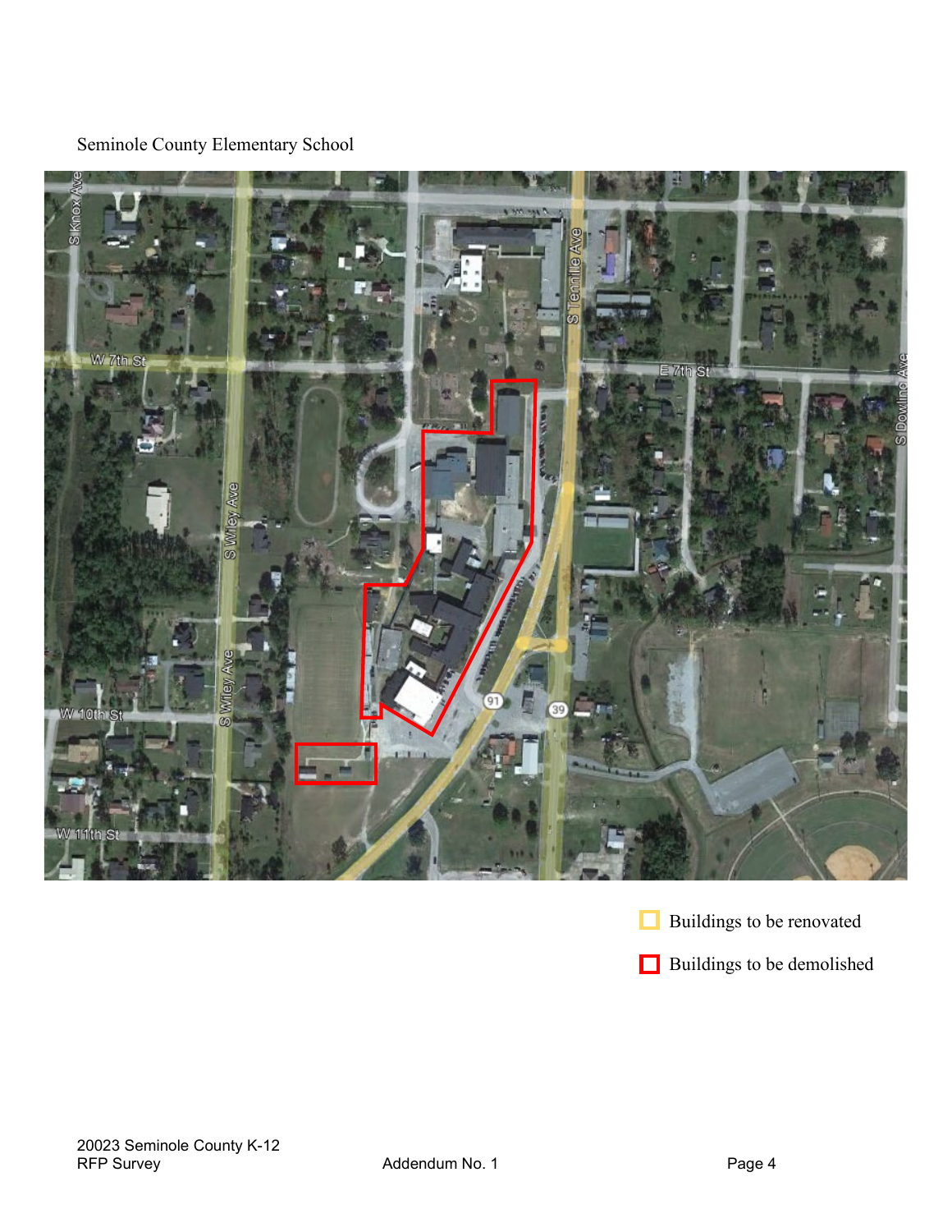Seminole County Elementary School

S Knox Ave
W 7th St
S Wiley Ave
S Tennille Ave
E 7th St
S Dowling Ave
S Wiley Ave
W 10th St
91
39
W 11th St

Buildings to be renovated

Buildings to be demolished